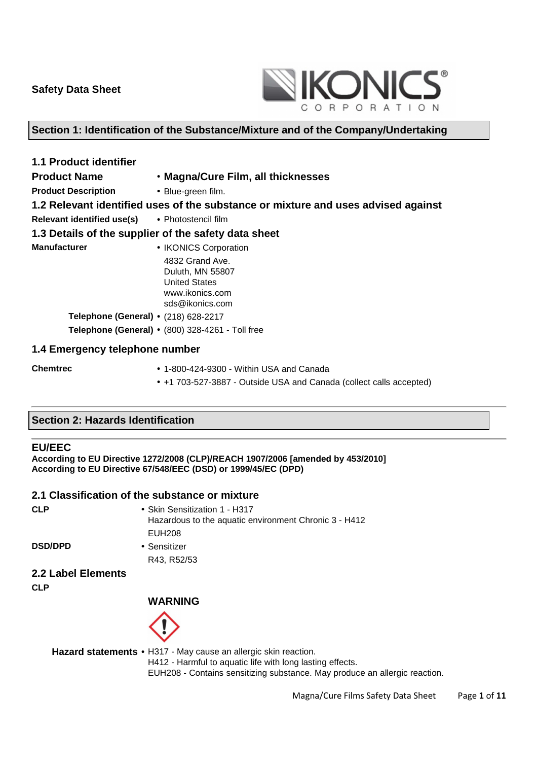**Safety Data Sheet**

## Section 1: Identification of the Substance/Mixture and of the Company/Undertaking

### 1.1 Product identifier

**Product Name** • **Magna/Cure Film, all thicknesses**

**Product Description** • Blue-green film.

### 1.2 Relevant identified uses of the substance or mixture and uses advised against

**Relevant identified use(s)** • Photostencil film

### 1.3 Details of the supplier of the safety data sheet

**Manufacturer** • IKONICS Corporation
4832 Grand Ave.
Duluth, MN 55807
United States
www.ikonics.com
sds@ikonics.com

**Telephone (General)** • (218) 628-2217

**Telephone (General)** • (800) 328-4261 - Toll free

### 1.4 Emergency telephone number

**Chemtrec** • 1-800-424-9300 - Within USA and Canada
• +1 703-527-3887 - Outside USA and Canada (collect calls accepted)

## Section 2: Hazards Identification

### EU/EEC

**According to EU Directive 1272/2008 (CLP)/REACH 1907/2006 [amended by 453/2010]**
**According to EU Directive 67/548/EEC (DSD) or 1999/45/EC (DPD)**

### 2.1 Classification of the substance or mixture

**CLP** • Skin Sensitization 1 - H317
Hazardous to the aquatic environment Chronic 3 - H412
EUH208

**DSD/DPD** • Sensitizer
R43, R52/53

### 2.2 Label Elements

**CLP**

**WARNING**

**Hazard statements** • H317 - May cause an allergic skin reaction.
H412 - Harmful to aquatic life with long lasting effects.
EUH208 - Contains sensitizing substance. May produce an allergic reaction.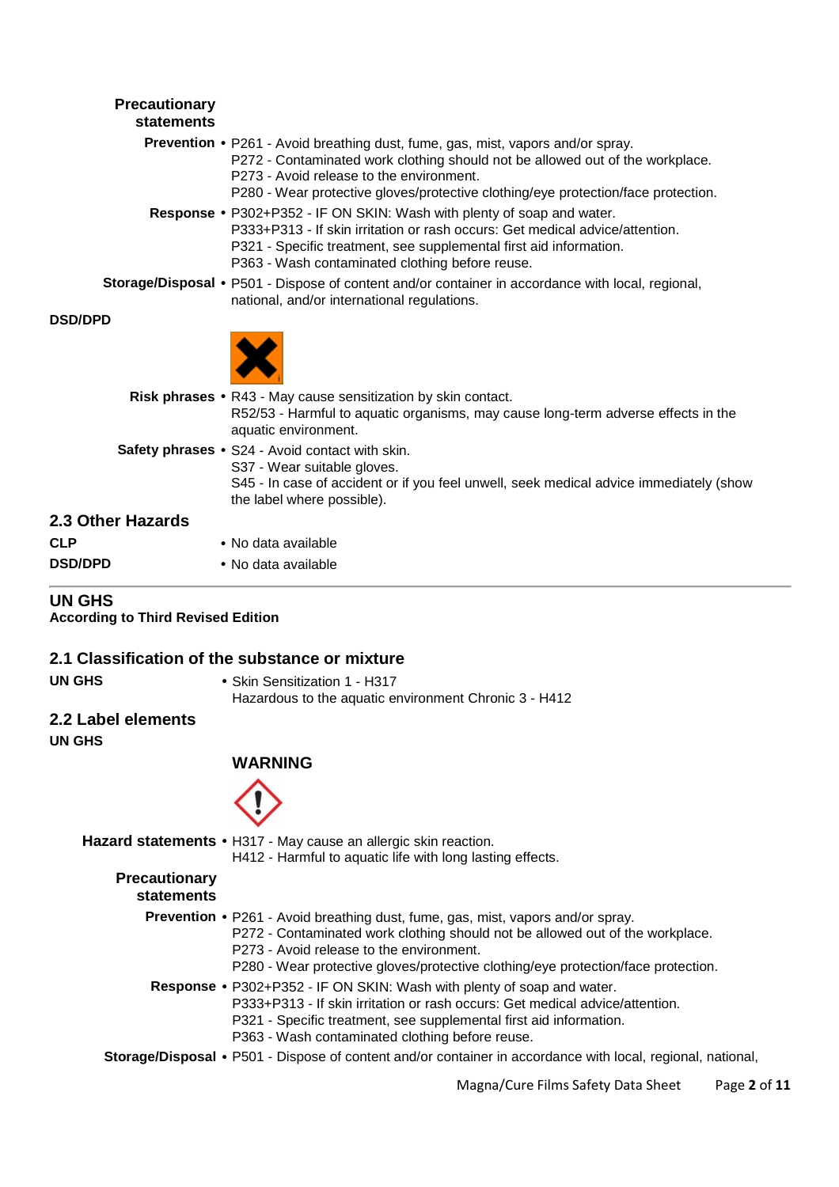**Precautionary statements**

**Prevention** • P261 - Avoid breathing dust, fume, gas, mist, vapors and/or spray.
P272 - Contaminated work clothing should not be allowed out of the workplace.
P273 - Avoid release to the environment.
P280 - Wear protective gloves/protective clothing/eye protection/face protection.

**Response** • P302+P352 - IF ON SKIN: Wash with plenty of soap and water.
P333+P313 - If skin irritation or rash occurs: Get medical advice/attention.
P321 - Specific treatment, see supplemental first aid information.
P363 - Wash contaminated clothing before reuse.

**Storage/Disposal** • P501 - Dispose of content and/or container in accordance with local, regional, national, and/or international regulations.

**DSD/DPD**

**Risk phrases** • R43 - May cause sensitization by skin contact.
R52/53 - Harmful to aquatic organisms, may cause long-term adverse effects in the aquatic environment.

**Safety phrases** • S24 - Avoid contact with skin.
S37 - Wear suitable gloves.
S45 - In case of accident or if you feel unwell, seek medical advice immediately (show the label where possible).

## 2.3 Other Hazards

**CLP** • No data available

**DSD/DPD** • No data available

---

## UN GHS

**According to Third Revised Edition**

## 2.1 Classification of the substance or mixture

**UN GHS** • Skin Sensitization 1 - H317
Hazardous to the aquatic environment Chronic 3 - H412

## 2.2 Label elements

**UN GHS**

**WARNING**

**Hazard statements** • H317 - May cause an allergic skin reaction.
H412 - Harmful to aquatic life with long lasting effects.

**Precautionary statements**

**Prevention** • P261 - Avoid breathing dust, fume, gas, mist, vapors and/or spray.
P272 - Contaminated work clothing should not be allowed out of the workplace.
P273 - Avoid release to the environment.
P280 - Wear protective gloves/protective clothing/eye protection/face protection.

**Response** • P302+P352 - IF ON SKIN: Wash with plenty of soap and water.
P333+P313 - If skin irritation or rash occurs: Get medical advice/attention.
P321 - Specific treatment, see supplemental first aid information.
P363 - Wash contaminated clothing before reuse.

**Storage/Disposal** • P501 - Dispose of content and/or container in accordance with local, regional, national,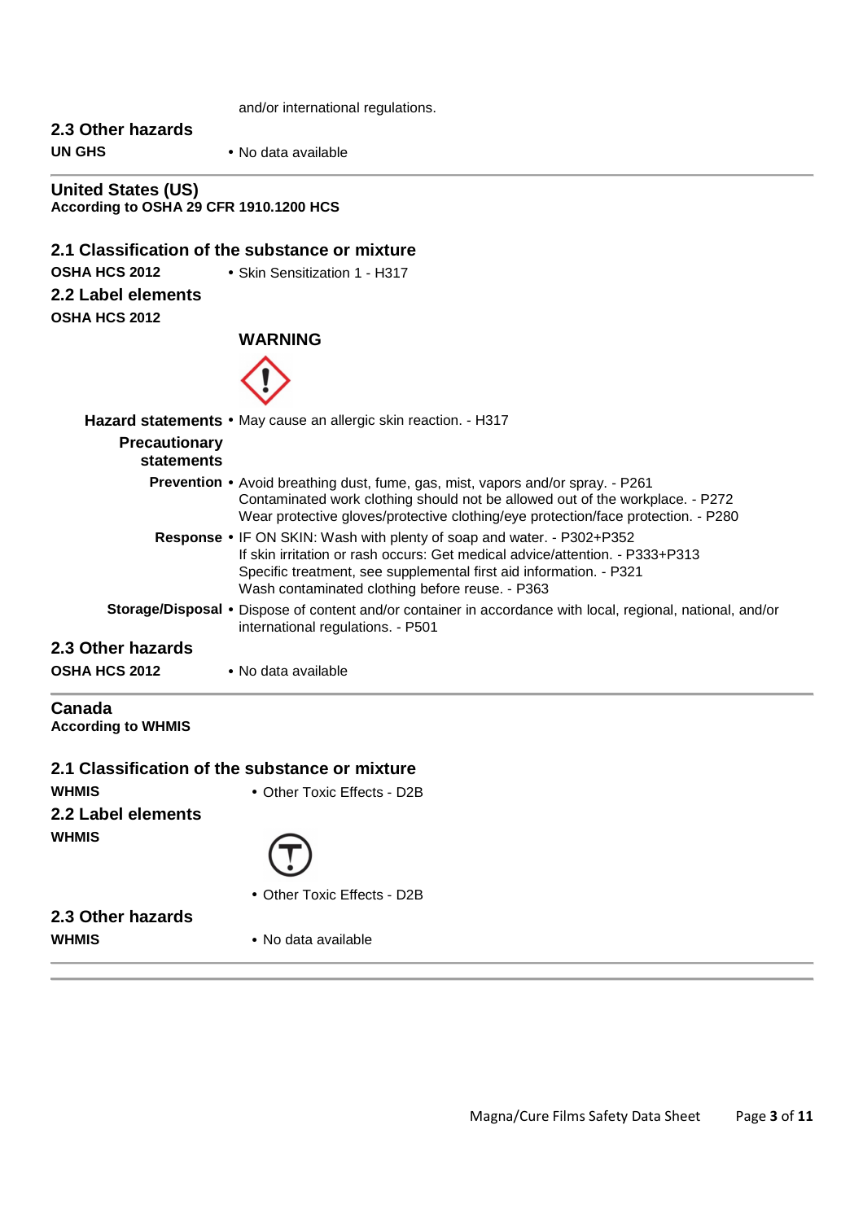and/or international regulations.

### 2.3 Other hazards

**UN GHS**
- No data available

## United States (US)

**According to OSHA 29 CFR 1910.1200 HCS**

### 2.1 Classification of the substance or mixture

**OSHA HCS 2012**
- Skin Sensitization 1 - H317

### 2.2 Label elements

**OSHA HCS 2012**

**WARNING**

**Hazard statements**
- May cause an allergic skin reaction. - H317

**Precautionary statements**

**Prevention**
- Avoid breathing dust, fume, gas, mist, vapors and/or spray. - P261
  Contaminated work clothing should not be allowed out of the workplace. - P272
  Wear protective gloves/protective clothing/eye protection/face protection. - P280

**Response**
- IF ON SKIN: Wash with plenty of soap and water. - P302+P352
  If skin irritation or rash occurs: Get medical advice/attention. - P333+P313
  Specific treatment, see supplemental first aid information. - P321
  Wash contaminated clothing before reuse. - P363

**Storage/Disposal**
- Dispose of content and/or container in accordance with local, regional, national, and/or international regulations. - P501

### 2.3 Other hazards

**OSHA HCS 2012**
- No data available

## Canada

**According to WHMIS**

### 2.1 Classification of the substance or mixture

**WHMIS**
- Other Toxic Effects - D2B

### 2.2 Label elements

**WHMIS**
- Other Toxic Effects - D2B

### 2.3 Other hazards

**WHMIS**
- No data available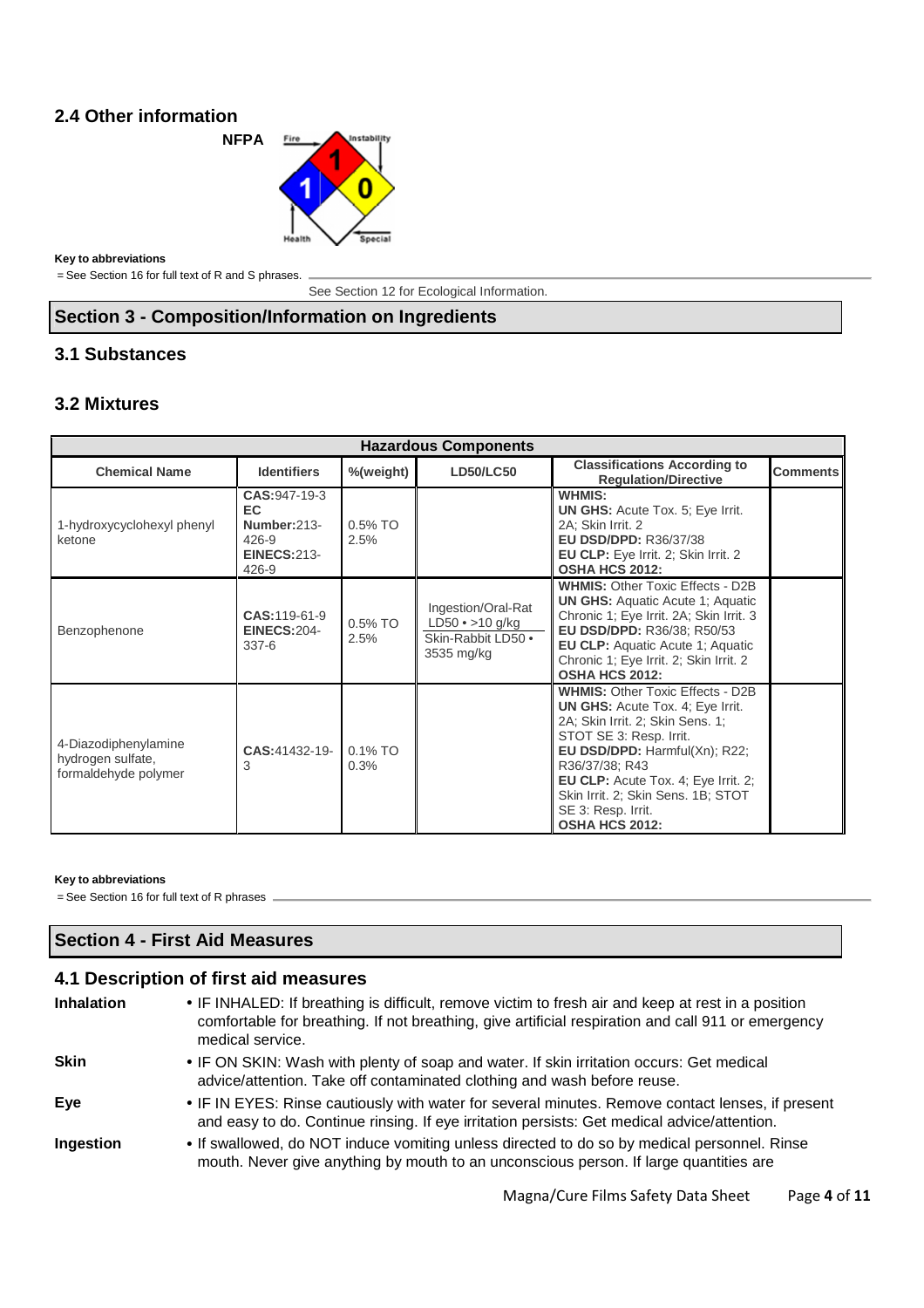### 2.4 Other information

**NFPA**

Fire: 1
Health: 1
Instability: 0
Special:

**Key to abbreviations**

= See Section 16 for full text of R and S phrases.

See Section 12 for Ecological Information.

## Section 3 - Composition/Information on Ingredients

### 3.1 Substances

### 3.2 Mixtures

| Hazardous Components | | | | | |
|---|---|---|---|---|---|
| **Chemical Name** | **Identifiers** | **%(weight)** | **LD50/LC50** | **Classifications According to Regulation/Directive** | **Comments** |
| 1-hydroxycyclohexyl phenyl ketone | **CAS:** 947-19-3 **EC Number:** 213-426-9 **EINECS:** 213-426-9 | 0.5% TO 2.5% | | **WHMIS:** **UN GHS:** Acute Tox. 5; Eye Irrit. 2A; Skin Irrit. 2 **EU DSD/DPD:** R36/37/38 **EU CLP:** Eye Irrit. 2; Skin Irrit. 2 **OSHA HCS 2012:** | |
| Benzophenone | **CAS:** 119-61-9 **EINECS:** 204-337-6 | 0.5% TO 2.5% | Ingestion/Oral-Rat LD50 • >10 g/kg; Skin-Rabbit LD50 • 3535 mg/kg | **WHMIS:** Other Toxic Effects - D2B **UN GHS:** Aquatic Acute 1; Aquatic Chronic 1; Eye Irrit. 2A; Skin Irrit. 3 **EU DSD/DPD:** R36/38; R50/53 **EU CLP:** Aquatic Acute 1; Aquatic Chronic 1; Eye Irrit. 2; Skin Irrit. 2 **OSHA HCS 2012:** | |
| 4-Diazodiphenylamine hydrogen sulfate, formaldehyde polymer | **CAS:** 41432-19-3 | 0.1% TO 0.3% | | **WHMIS:** Other Toxic Effects - D2B **UN GHS:** Acute Tox. 4; Eye Irrit. 2A; Skin Irrit. 2; Skin Sens. 1; STOT SE 3: Resp. Irrit. **EU DSD/DPD:** Harmful(Xn); R22; R36/37/38; R43 **EU CLP:** Acute Tox. 4; Eye Irrit. 2; Skin Irrit. 2; Skin Sens. 1B; STOT SE 3: Resp. Irrit. **OSHA HCS 2012:** | |

**Key to abbreviations**

= See Section 16 for full text of R phrases

## Section 4 - First Aid Measures

### 4.1 Description of first aid measures

**Inhalation**
- IF INHALED: If breathing is difficult, remove victim to fresh air and keep at rest in a position comfortable for breathing. If not breathing, give artificial respiration and call 911 or emergency medical service.

**Skin**
- IF ON SKIN: Wash with plenty of soap and water. If skin irritation occurs: Get medical advice/attention. Take off contaminated clothing and wash before reuse.

**Eye**
- IF IN EYES: Rinse cautiously with water for several minutes. Remove contact lenses, if present and easy to do. Continue rinsing. If eye irritation persists: Get medical advice/attention.

**Ingestion**
- If swallowed, do NOT induce vomiting unless directed to do so by medical personnel. Rinse mouth. Never give anything by mouth to an unconscious person. If large quantities are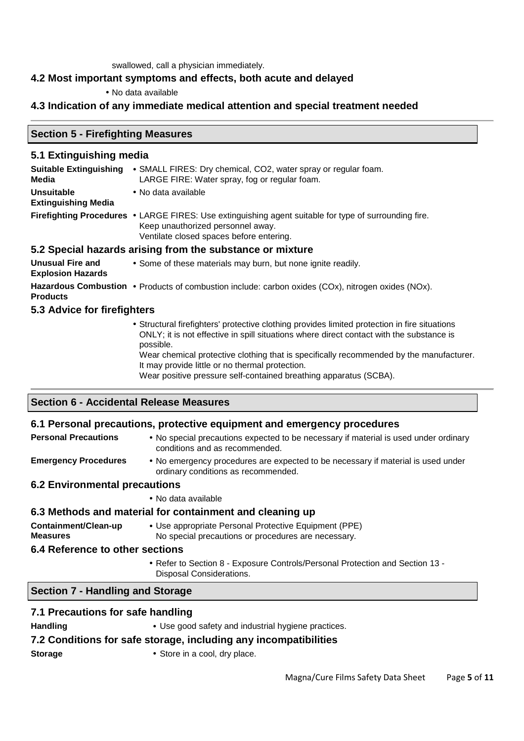swallowed, call a physician immediately.

### 4.2 Most important symptoms and effects, both acute and delayed

- No data available

### 4.3 Indication of any immediate medical attention and special treatment needed

## Section 5 - Firefighting Measures

### 5.1 Extinguishing media

**Suitable Extinguishing Media**
- SMALL FIRES: Dry chemical, CO2, water spray or regular foam.
  LARGE FIRE: Water spray, fog or regular foam.

**Unsuitable Extinguishing Media**
- No data available

**Firefighting Procedures**
- LARGE FIRES: Use extinguishing agent suitable for type of surrounding fire.
  Keep unauthorized personnel away.
  Ventilate closed spaces before entering.

### 5.2 Special hazards arising from the substance or mixture

**Unusual Fire and Explosion Hazards**
- Some of these materials may burn, but none ignite readily.

**Hazardous Combustion Products**
- Products of combustion include: carbon oxides (COx), nitrogen oxides (NOx).

### 5.3 Advice for firefighters

- Structural firefighters' protective clothing provides limited protection in fire situations ONLY; it is not effective in spill situations where direct contact with the substance is possible.
  Wear chemical protective clothing that is specifically recommended by the manufacturer. It may provide little or no thermal protection.
  Wear positive pressure self-contained breathing apparatus (SCBA).

## Section 6 - Accidental Release Measures

### 6.1 Personal precautions, protective equipment and emergency procedures

**Personal Precautions**
- No special precautions expected to be necessary if material is used under ordinary conditions and as recommended.

**Emergency Procedures**
- No emergency procedures are expected to be necessary if material is used under ordinary conditions as recommended.

### 6.2 Environmental precautions

- No data available

### 6.3 Methods and material for containment and cleaning up

**Containment/Clean-up Measures**
- Use appropriate Personal Protective Equipment (PPE)
  No special precautions or procedures are necessary.

### 6.4 Reference to other sections

- Refer to Section 8 - Exposure Controls/Personal Protection and Section 13 - Disposal Considerations.

## Section 7 - Handling and Storage

### 7.1 Precautions for safe handling

**Handling**
- Use good safety and industrial hygiene practices.

### 7.2 Conditions for safe storage, including any incompatibilities

**Storage**
- Store in a cool, dry place.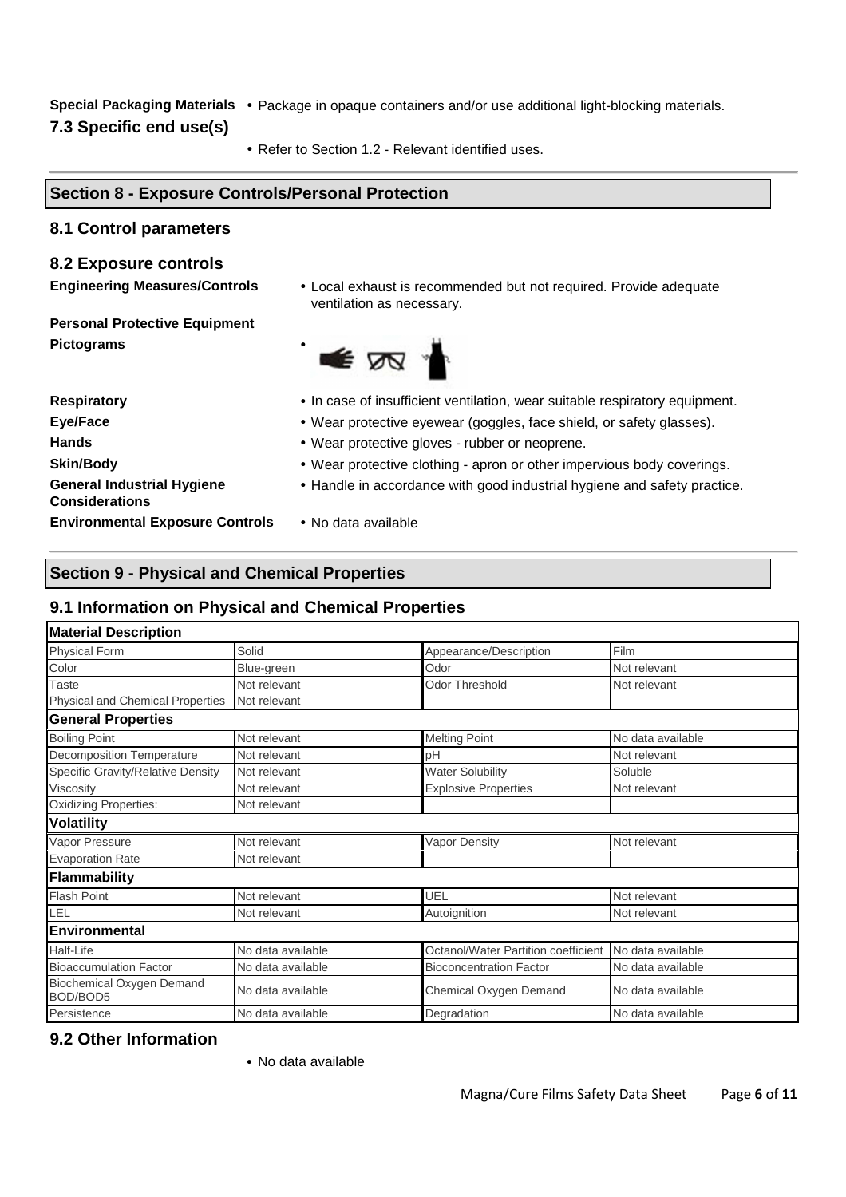**Special Packaging Materials** • Package in opaque containers and/or use additional light-blocking materials.

### 7.3 Specific end use(s)

• Refer to Section 1.2 - Relevant identified uses.

## Section 8 - Exposure Controls/Personal Protection

### 8.1 Control parameters

### 8.2 Exposure controls

**Engineering Measures/Controls** • Local exhaust is recommended but not required. Provide adequate ventilation as necessary.

**Personal Protective Equipment**

**Pictograms** •

**Respiratory** • In case of insufficient ventilation, wear suitable respiratory equipment.

**Eye/Face** • Wear protective eyewear (goggles, face shield, or safety glasses).

**Hands** • Wear protective gloves - rubber or neoprene.

**Skin/Body** • Wear protective clothing - apron or other impervious body coverings.

**General Industrial Hygiene Considerations** • Handle in accordance with good industrial hygiene and safety practice.

**Environmental Exposure Controls** • No data available

## Section 9 - Physical and Chemical Properties

### 9.1 Information on Physical and Chemical Properties

| **Material Description** | | | |
|---|---|---|---|
| Physical Form | Solid | Appearance/Description | Film |
| Color | Blue-green | Odor | Not relevant |
| Taste | Not relevant | Odor Threshold | Not relevant |
| Physical and Chemical Properties | Not relevant | | |
| **General Properties** | | | |
| Boiling Point | Not relevant | Melting Point | No data available |
| Decomposition Temperature | Not relevant | pH | Not relevant |
| Specific Gravity/Relative Density | Not relevant | Water Solubility | Soluble |
| Viscosity | Not relevant | Explosive Properties | Not relevant |
| Oxidizing Properties: | Not relevant | | |
| **Volatility** | | | |
| Vapor Pressure | Not relevant | Vapor Density | Not relevant |
| Evaporation Rate | Not relevant | | |
| **Flammability** | | | |
| Flash Point | Not relevant | UEL | Not relevant |
| LEL | Not relevant | Autoignition | Not relevant |
| **Environmental** | | | |
| Half-Life | No data available | Octanol/Water Partition coefficient | No data available |
| Bioaccumulation Factor | No data available | Bioconcentration Factor | No data available |
| Biochemical Oxygen Demand BOD/BOD5 | No data available | Chemical Oxygen Demand | No data available |
| Persistence | No data available | Degradation | No data available |

### 9.2 Other Information

• No data available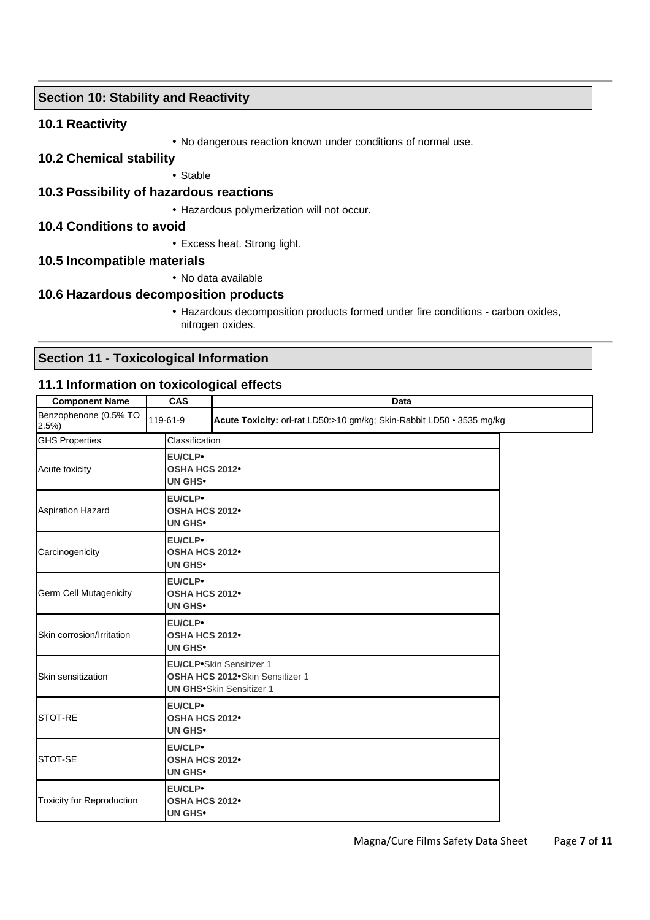## Section 10: Stability and Reactivity

### 10.1 Reactivity

- No dangerous reaction known under conditions of normal use.

### 10.2 Chemical stability

- Stable

### 10.3 Possibility of hazardous reactions

- Hazardous polymerization will not occur.

### 10.4 Conditions to avoid

- Excess heat. Strong light.

### 10.5 Incompatible materials

- No data available

### 10.6 Hazardous decomposition products

- Hazardous decomposition products formed under fire conditions - carbon oxides, nitrogen oxides.

## Section 11 - Toxicological Information

### 11.1 Information on toxicological effects

| Component Name | CAS | Data |
|---|---|---|
| Benzophenone (0.5% TO 2.5%) | 119-61-9 | **Acute Toxicity:** orl-rat LD50:>10 gm/kg; Skin-Rabbit LD50 • 3535 mg/kg |

| GHS Properties | Classification |
|---|---|
| Acute toxicity | **EU/CLP•**<br>**OSHA HCS 2012•**<br>**UN GHS•** |
| Aspiration Hazard | **EU/CLP•**<br>**OSHA HCS 2012•**<br>**UN GHS•** |
| Carcinogenicity | **EU/CLP•**<br>**OSHA HCS 2012•**<br>**UN GHS•** |
| Germ Cell Mutagenicity | **EU/CLP•**<br>**OSHA HCS 2012•**<br>**UN GHS•** |
| Skin corrosion/Irritation | **EU/CLP•**<br>**OSHA HCS 2012•**<br>**UN GHS•** |
| Skin sensitization | **EU/CLP•**Skin Sensitizer 1<br>**OSHA HCS 2012•**Skin Sensitizer 1<br>**UN GHS•**Skin Sensitizer 1 |
| STOT-RE | **EU/CLP•**<br>**OSHA HCS 2012•**<br>**UN GHS•** |
| STOT-SE | **EU/CLP•**<br>**OSHA HCS 2012•**<br>**UN GHS•** |
| Toxicity for Reproduction | **EU/CLP•**<br>**OSHA HCS 2012•**<br>**UN GHS•** |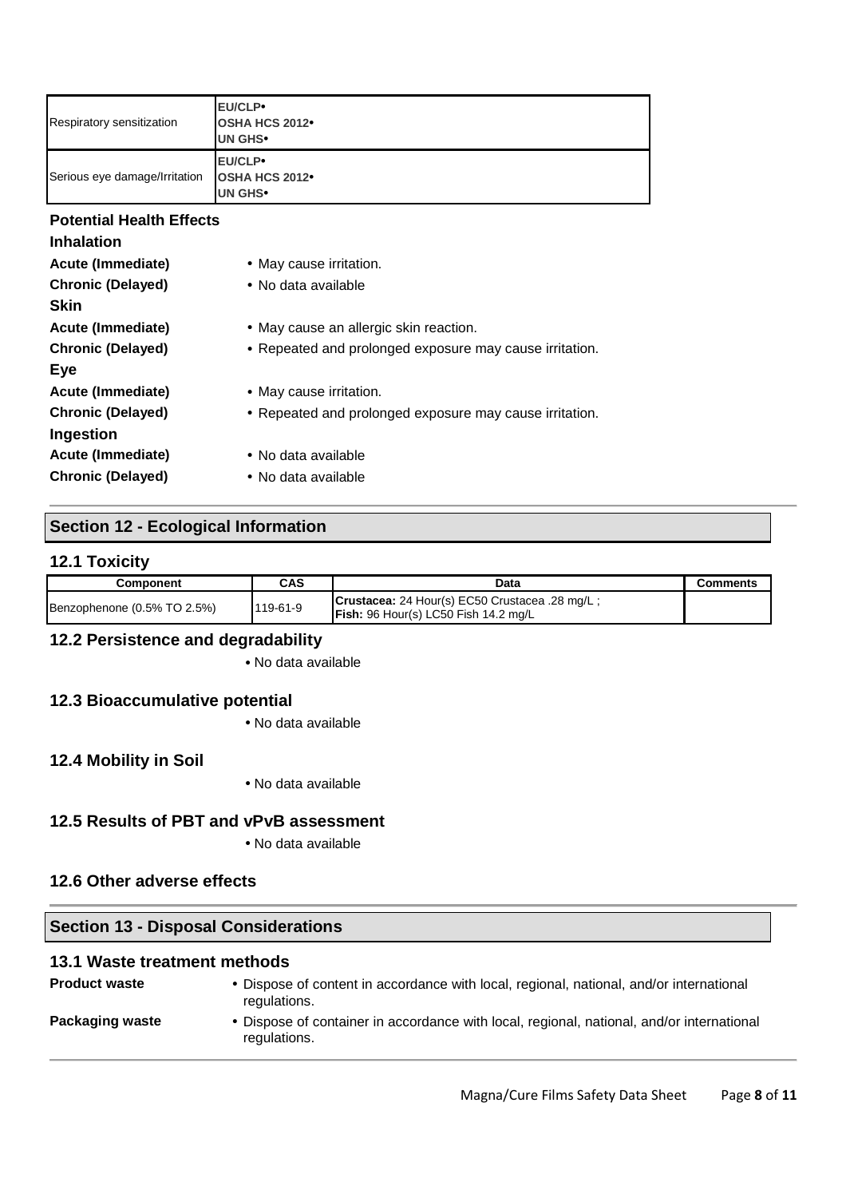| Respiratory sensitization | **EU/CLP•**<br>**OSHA HCS 2012•**<br>**UN GHS•** |
|---|---|
| Serious eye damage/Irritation | **EU/CLP•**<br>**OSHA HCS 2012•**<br>**UN GHS•** |

### Potential Health Effects

**Inhalation**

| | |
|---|---|
| **Acute (Immediate)** | • May cause irritation. |
| **Chronic (Delayed)** | • No data available |

**Skin**

| | |
|---|---|
| **Acute (Immediate)** | • May cause an allergic skin reaction. |
| **Chronic (Delayed)** | • Repeated and prolonged exposure may cause irritation. |

**Eye**

| | |
|---|---|
| **Acute (Immediate)** | • May cause irritation. |
| **Chronic (Delayed)** | • Repeated and prolonged exposure may cause irritation. |

**Ingestion**

| | |
|---|---|
| **Acute (Immediate)** | • No data available |
| **Chronic (Delayed)** | • No data available |

## Section 12 - Ecological Information

### 12.1 Toxicity

| Component | CAS | Data | Comments |
|---|---|---|---|
| Benzophenone (0.5% TO 2.5%) | 119-61-9 | **Crustacea:** 24 Hour(s) EC50 Crustacea .28 mg/L ;<br>**Fish:** 96 Hour(s) LC50 Fish 14.2 mg/L | |

### 12.2 Persistence and degradability

• No data available

### 12.3 Bioaccumulative potential

• No data available

### 12.4 Mobility in Soil

• No data available

### 12.5 Results of PBT and vPvB assessment

• No data available

### 12.6 Other adverse effects

## Section 13 - Disposal Considerations

### 13.1 Waste treatment methods

| | |
|---|---|
| **Product waste** | • Dispose of content in accordance with local, regional, national, and/or international regulations. |
| **Packaging waste** | • Dispose of container in accordance with local, regional, national, and/or international regulations. |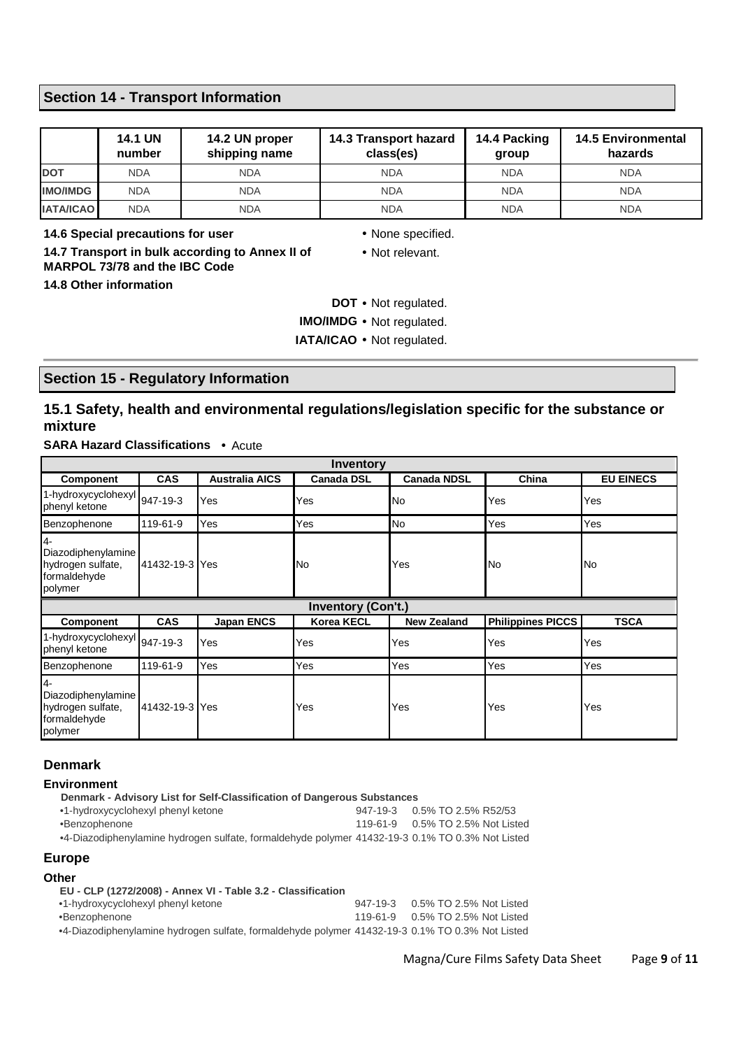## Section 14 - Transport Information

| | 14.1 UN number | 14.2 UN proper shipping name | 14.3 Transport hazard class(es) | 14.4 Packing group | 14.5 Environmental hazards |
|---|---|---|---|---|---|
| **DOT** | NDA | NDA | NDA | NDA | NDA |
| **IMO/IMDG** | NDA | NDA | NDA | NDA | NDA |
| **IATA/ICAO** | NDA | NDA | NDA | NDA | NDA |

**14.6 Special precautions for user** • None specified.

**14.7 Transport in bulk according to Annex II of MARPOL 73/78 and the IBC Code** • Not relevant.

**14.8 Other information**

**DOT** • Not regulated.

**IMO/IMDG** • Not regulated.

**IATA/ICAO** • Not regulated.

## Section 15 - Regulatory Information

### 15.1 Safety, health and environmental regulations/legislation specific for the substance or mixture

**SARA Hazard Classifications** • Acute

| Inventory | | | | | | |
|---|---|---|---|---|---|---|
| **Component** | **CAS** | **Australia AICS** | **Canada DSL** | **Canada NDSL** | **China** | **EU EINECS** |
| 1-hydroxycyclohexyl phenyl ketone | 947-19-3 | Yes | Yes | No | Yes | Yes |
| Benzophenone | 119-61-9 | Yes | Yes | No | Yes | Yes |
| 4-Diazodiphenylamine hydrogen sulfate, formaldehyde polymer | 41432-19-3 | Yes | No | Yes | No | No |

| Inventory (Con't.) | | | | | | |
|---|---|---|---|---|---|---|
| **Component** | **CAS** | **Japan ENCS** | **Korea KECL** | **New Zealand** | **Philippines PICCS** | **TSCA** |
| 1-hydroxycyclohexyl phenyl ketone | 947-19-3 | Yes | Yes | Yes | Yes | Yes |
| Benzophenone | 119-61-9 | Yes | Yes | Yes | Yes | Yes |
| 4-Diazodiphenylamine hydrogen sulfate, formaldehyde polymer | 41432-19-3 | Yes | Yes | Yes | Yes | Yes |

### Denmark

#### Environment

**Denmark - Advisory List for Self-Classification of Dangerous Substances**

- 1-hydroxycyclohexyl phenyl ketone 947-19-3 0.5% TO 2.5% R52/53
- Benzophenone 119-61-9 0.5% TO 2.5% Not Listed
- 4-Diazodiphenylamine hydrogen sulfate, formaldehyde polymer 41432-19-3 0.1% TO 0.3% Not Listed

### Europe

#### Other

**EU - CLP (1272/2008) - Annex VI - Table 3.2 - Classification**

- 1-hydroxycyclohexyl phenyl ketone 947-19-3 0.5% TO 2.5% Not Listed
- Benzophenone 119-61-9 0.5% TO 2.5% Not Listed
- 4-Diazodiphenylamine hydrogen sulfate, formaldehyde polymer 41432-19-3 0.1% TO 0.3% Not Listed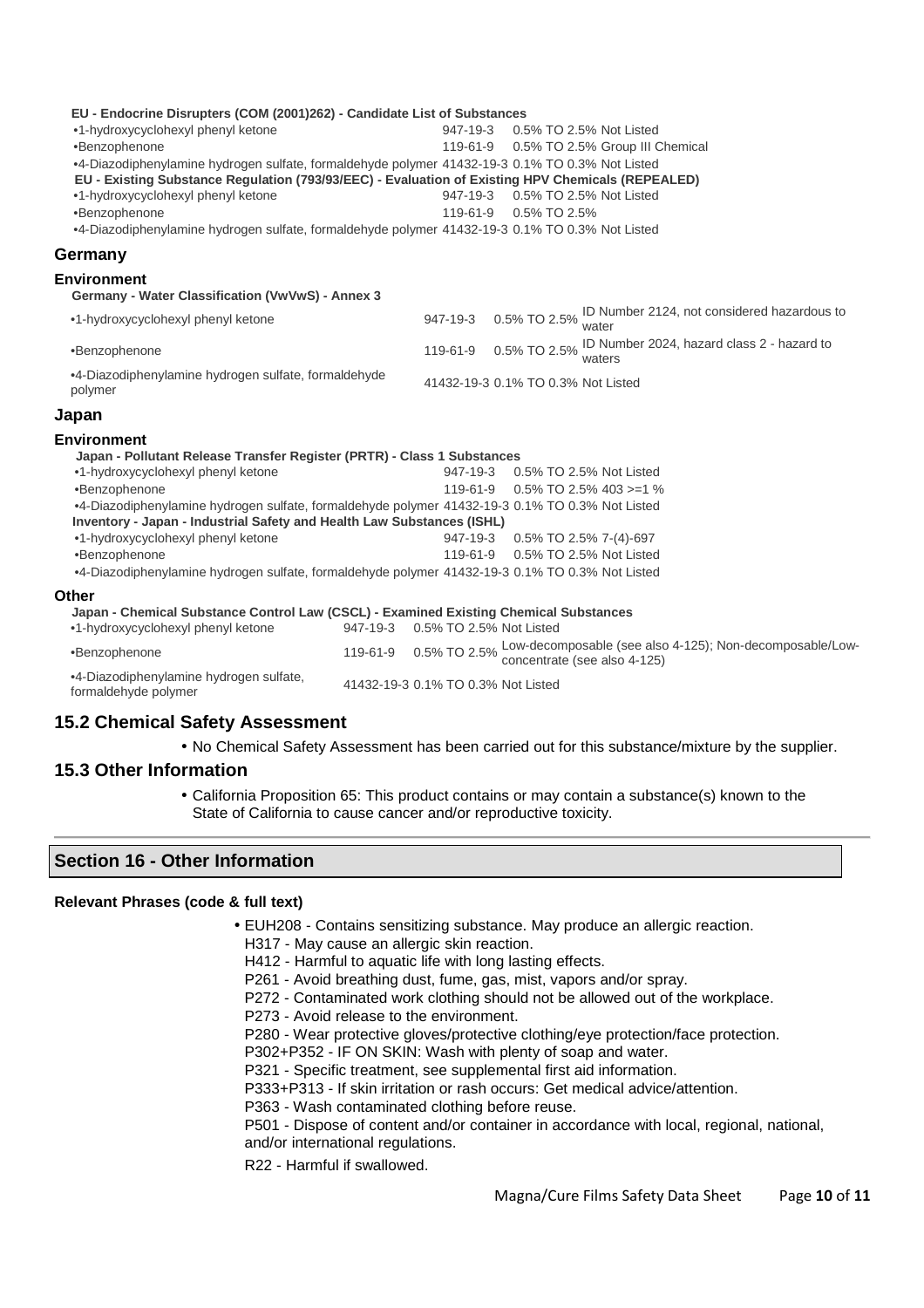**EU - Endocrine Disrupters (COM (2001)262) - Candidate List of Substances**

| | | | |
|---|---|---|---|
| •1-hydroxycyclohexyl phenyl ketone | 947-19-3 | 0.5% TO 2.5% | Not Listed |
| •Benzophenone | 119-61-9 | 0.5% TO 2.5% | Group III Chemical |
| •4-Diazodiphenylamine hydrogen sulfate, formaldehyde polymer | 41432-19-3 | 0.1% TO 0.3% | Not Listed |

**EU - Existing Substance Regulation (793/93/EEC) - Evaluation of Existing HPV Chemicals (REPEALED)**

| | | | |
|---|---|---|---|
| •1-hydroxycyclohexyl phenyl ketone | 947-19-3 | 0.5% TO 2.5% | Not Listed |
| •Benzophenone | 119-61-9 | 0.5% TO 2.5% | |
| •4-Diazodiphenylamine hydrogen sulfate, formaldehyde polymer | 41432-19-3 | 0.1% TO 0.3% | Not Listed |

## Germany

### Environment

**Germany - Water Classification (VwVwS) - Annex 3**

| | | | |
|---|---|---|---|
| •1-hydroxycyclohexyl phenyl ketone | 947-19-3 | 0.5% TO 2.5% | ID Number 2124, not considered hazardous to water |
| •Benzophenone | 119-61-9 | 0.5% TO 2.5% | ID Number 2024, hazard class 2 - hazard to waters |
| •4-Diazodiphenylamine hydrogen sulfate, formaldehyde polymer | 41432-19-3 | 0.1% TO 0.3% | Not Listed |

## Japan

### Environment

**Japan - Pollutant Release Transfer Register (PRTR) - Class 1 Substances**

| | | | |
|---|---|---|---|
| •1-hydroxycyclohexyl phenyl ketone | 947-19-3 | 0.5% TO 2.5% | Not Listed |
| •Benzophenone | 119-61-9 | 0.5% TO 2.5% | 403 >=1 % |
| •4-Diazodiphenylamine hydrogen sulfate, formaldehyde polymer | 41432-19-3 | 0.1% TO 0.3% | Not Listed |

**Inventory - Japan - Industrial Safety and Health Law Substances (ISHL)**

| | | | |
|---|---|---|---|
| •1-hydroxycyclohexyl phenyl ketone | 947-19-3 | 0.5% TO 2.5% | 7-(4)-697 |
| •Benzophenone | 119-61-9 | 0.5% TO 2.5% | Not Listed |
| •4-Diazodiphenylamine hydrogen sulfate, formaldehyde polymer | 41432-19-3 | 0.1% TO 0.3% | Not Listed |

### Other

**Japan - Chemical Substance Control Law (CSCL) - Examined Existing Chemical Substances**

| | | | |
|---|---|---|---|
| •1-hydroxycyclohexyl phenyl ketone | 947-19-3 | 0.5% TO 2.5% | Not Listed |
| •Benzophenone | 119-61-9 | 0.5% TO 2.5% | Low-decomposable (see also 4-125); Non-decomposable/Low-concentrate (see also 4-125) |
| •4-Diazodiphenylamine hydrogen sulfate, formaldehyde polymer | 41432-19-3 | 0.1% TO 0.3% | Not Listed |

## 15.2 Chemical Safety Assessment

- No Chemical Safety Assessment has been carried out for this substance/mixture by the supplier.

## 15.3 Other Information

- California Proposition 65: This product contains or may contain a substance(s) known to the State of California to cause cancer and/or reproductive toxicity.

## Section 16 - Other Information

**Relevant Phrases (code & full text)**

- EUH208 - Contains sensitizing substance. May produce an allergic reaction.
  H317 - May cause an allergic skin reaction.
  H412 - Harmful to aquatic life with long lasting effects.
  P261 - Avoid breathing dust, fume, gas, mist, vapors and/or spray.
  P272 - Contaminated work clothing should not be allowed out of the workplace.
  P273 - Avoid release to the environment.
  P280 - Wear protective gloves/protective clothing/eye protection/face protection.
  P302+P352 - IF ON SKIN: Wash with plenty of soap and water.
  P321 - Specific treatment, see supplemental first aid information.
  P333+P313 - If skin irritation or rash occurs: Get medical advice/attention.
  P363 - Wash contaminated clothing before reuse.
  P501 - Dispose of content and/or container in accordance with local, regional, national, and/or international regulations.
  R22 - Harmful if swallowed.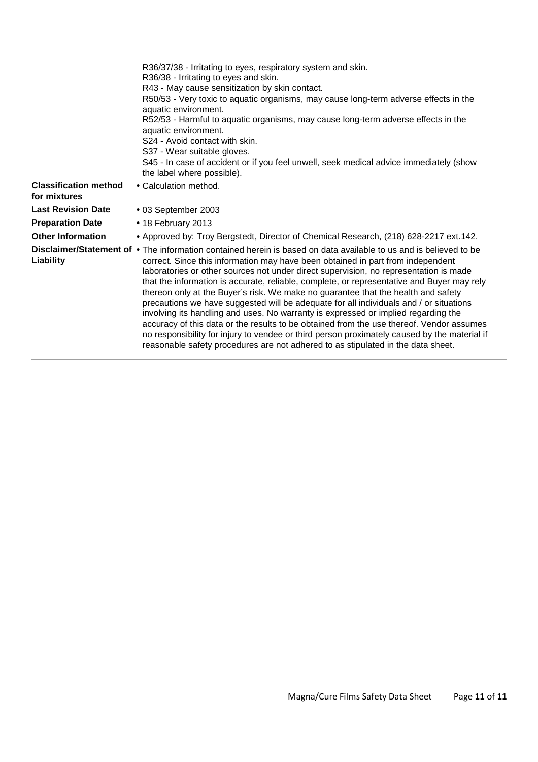| | |
|---|---|
| | R36/37/38 - Irritating to eyes, respiratory system and skin.<br>R36/38 - Irritating to eyes and skin.<br>R43 - May cause sensitization by skin contact.<br>R50/53 - Very toxic to aquatic organisms, may cause long-term adverse effects in the aquatic environment.<br>R52/53 - Harmful to aquatic organisms, may cause long-term adverse effects in the aquatic environment.<br>S24 - Avoid contact with skin.<br>S37 - Wear suitable gloves.<br>S45 - In case of accident or if you feel unwell, seek medical advice immediately (show the label where possible). |
| **Classification method for mixtures** | • Calculation method. |
| **Last Revision Date** | • 03 September 2003 |
| **Preparation Date** | • 18 February 2013 |
| **Other Information** | • Approved by: Troy Bergstedt, Director of Chemical Research, (218) 628-2217 ext.142. |
| **Disclaimer/Statement of Liability** | • The information contained herein is based on data available to us and is believed to be correct. Since this information may have been obtained in part from independent laboratories or other sources not under direct supervision, no representation is made that the information is accurate, reliable, complete, or representative and Buyer may rely thereon only at the Buyer's risk. We make no guarantee that the health and safety precautions we have suggested will be adequate for all individuals and / or situations involving its handling and uses. No warranty is expressed or implied regarding the accuracy of this data or the results to be obtained from the use thereof. Vendor assumes no responsibility for injury to vendee or third person proximately caused by the material if reasonable safety procedures are not adhered to as stipulated in the data sheet. |